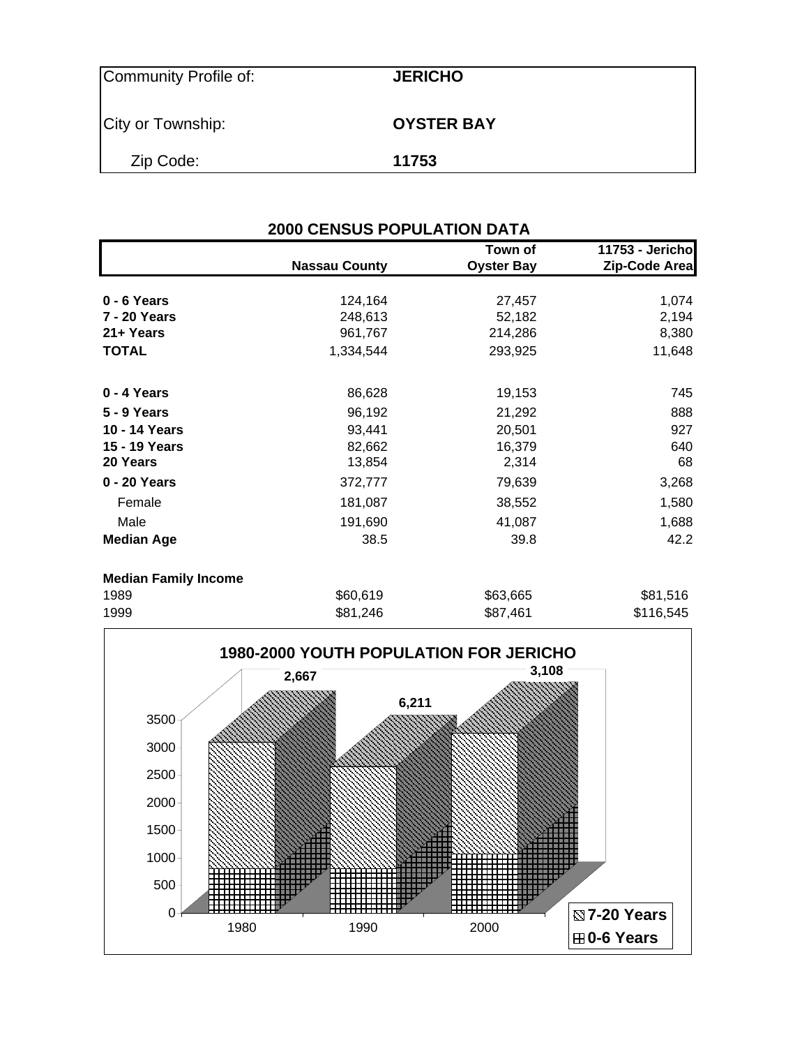| Community Profile of: | **JERICHO** |
|---|---|
| City or Township: | **OYSTER BAY** |
| Zip Code: | **11753** |

## 2000 CENSUS POPULATION DATA

| | **Nassau County** | **Town of Oyster Bay** | **11753 - Jericho Zip-Code Area** |
|---|---|---|---|
| **0 - 6 Years** | 124,164 | 27,457 | 1,074 |
| **7 - 20 Years** | 248,613 | 52,182 | 2,194 |
| **21+ Years** | 961,767 | 214,286 | 8,380 |
| **TOTAL** | 1,334,544 | 293,925 | 11,648 |
| | | | |
| **0 - 4 Years** | 86,628 | 19,153 | 745 |
| **5 - 9 Years** | 96,192 | 21,292 | 888 |
| **10 - 14 Years** | 93,441 | 20,501 | 927 |
| **15 - 19 Years** | 82,662 | 16,379 | 640 |
| **20 Years** | 13,854 | 2,314 | 68 |
| **0 - 20 Years** | 372,777 | 79,639 | 3,268 |
| Female | 181,087 | 38,552 | 1,580 |
| Male | 191,690 | 41,087 | 1,688 |
| **Median Age** | 38.5 | 39.8 | 42.2 |
| | | | |
| **Median Family Income** | | | |
| 1989 | $60,619 | $63,665 | $81,516 |
| 1999 | $81,246 | $87,461 | $116,545 |

**1980-2000 YOUTH POPULATION FOR JERICHO**

| | 1980 | 1990 | 2000 |
|---|---|---|---|
| Total (label) | 2,667 | 6,211 | 3,108 |

Legend: 7-20 Years; 0-6 Years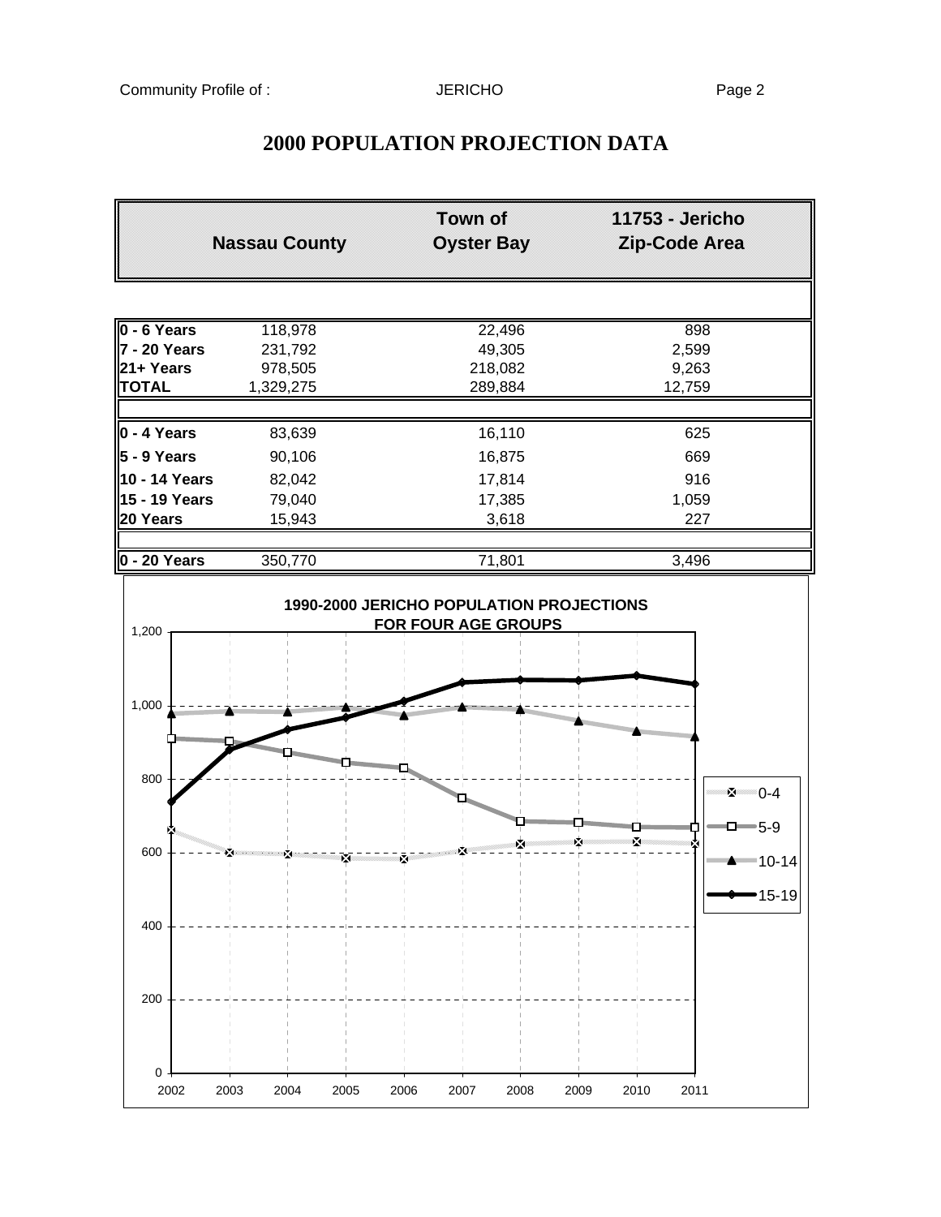# 2000 POPULATION PROJECTION DATA

| | Nassau County | Town of Oyster Bay | 11753 - Jericho Zip-Code Area |
|---|---|---|---|
| **0 - 6 Years** | 118,978 | 22,496 | 898 |
| **7 - 20 Years** | 231,792 | 49,305 | 2,599 |
| **21+ Years** | 978,505 | 218,082 | 9,263 |
| **TOTAL** | 1,329,275 | 289,884 | 12,759 |
| | | | |
| **0 - 4 Years** | 83,639 | 16,110 | 625 |
| **5 - 9 Years** | 90,106 | 16,875 | 669 |
| **10 - 14 Years** | 82,042 | 17,814 | 916 |
| **15 - 19 Years** | 79,040 | 17,385 | 1,059 |
| **20 Years** | 15,943 | 3,618 | 227 |
| | | | |
| **0 - 20 Years** | 350,770 | 71,801 | 3,496 |

**1990-2000 JERICHO POPULATION PROJECTIONS FOR FOUR AGE GROUPS**

| Year | 0-4 | 5-9 | 10-14 | 15-19 |
|---|---|---|---|---|
| 2002 | 660 | 910 | 978 | 737 |
| 2003 | 600 | 904 | 984 | 880 |
| 2004 | 595 | 872 | 983 | 934 |
| 2005 | 585 | 845 | 994 | 967 |
| 2006 | 584 | 831 | 973 | 1,012 |
| 2007 | 604 | 748 | 995 | 1,063 |
| 2008 | 622 | 685 | 989 | 1,069 |
| 2009 | 628 | 682 | 958 | 1,068 |
| 2010 | 630 | 670 | 930 | 1,080 |
| 2011 | 625 | 669 | 916 | 1,059 |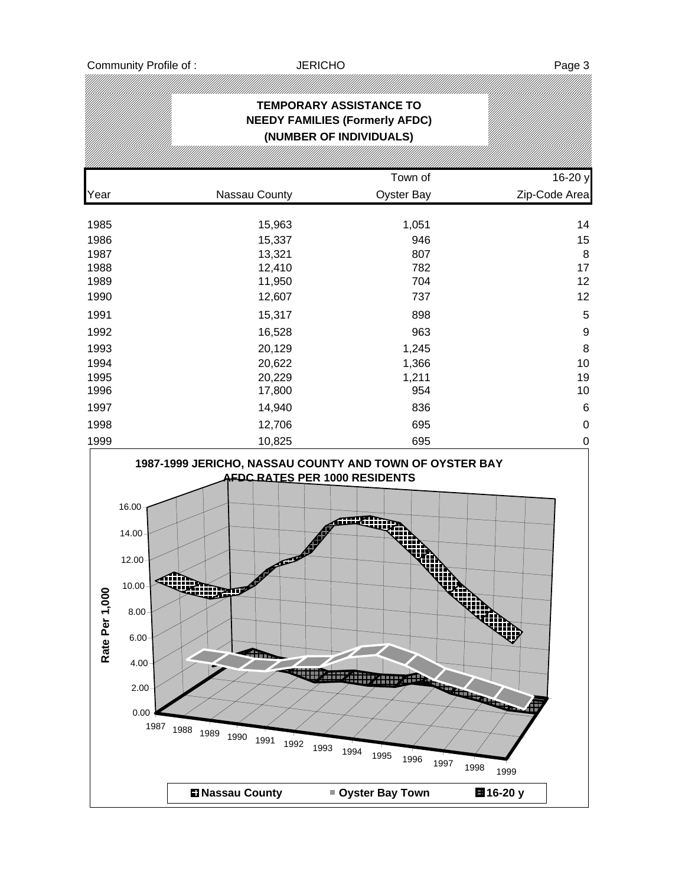# TEMPORARY ASSISTANCE TO NEEDY FAMILIES (Formerly AFDC) (NUMBER OF INDIVIDUALS)

| Year | Nassau County | Town of Oyster Bay | 16-20 y Zip-Code Area |
|---|---|---|---|
| 1985 | 15,963 | 1,051 | 14 |
| 1986 | 15,337 | 946 | 15 |
| 1987 | 13,321 | 807 | 8 |
| 1988 | 12,410 | 782 | 17 |
| 1989 | 11,950 | 704 | 12 |
| 1990 | 12,607 | 737 | 12 |
| 1991 | 15,317 | 898 | 5 |
| 1992 | 16,528 | 963 | 9 |
| 1993 | 20,129 | 1,245 | 8 |
| 1994 | 20,622 | 1,366 | 10 |
| 1995 | 20,229 | 1,211 | 19 |
| 1996 | 17,800 | 954 | 10 |
| 1997 | 14,940 | 836 | 6 |
| 1998 | 12,706 | 695 | 0 |
| 1999 | 10,825 | 695 | 0 |

**1987-1999 JERICHO, NASSAU COUNTY AND TOWN OF OYSTER BAY AFDC RATES PER 1000 RESIDENTS**

Rate Per 1,000: 0.00, 2.00, 4.00, 6.00, 8.00, 10.00, 12.00, 14.00, 16.00

Years: 1987, 1988, 1989, 1990, 1991, 1992, 1993, 1994, 1995, 1996, 1997, 1998, 1999

Legend: Nassau County, Oyster Bay Town, 16-20 y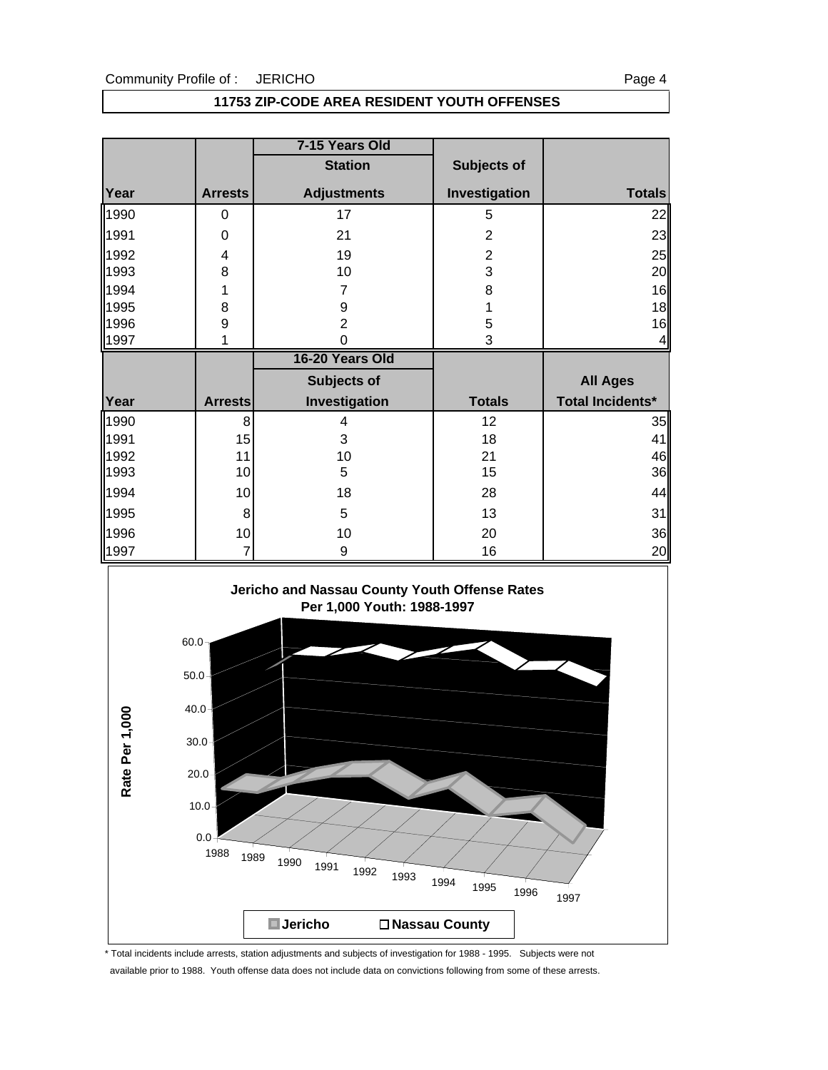## 11753 ZIP-CODE AREA RESIDENT YOUTH OFFENSES

| | | 7-15 Years Old | | |
|---|---|---|---|---|
| | | Station | Subjects of | |
| Year | Arrests | Adjustments | Investigation | Totals |
| 1990 | 0 | 17 | 5 | 22 |
| 1991 | 0 | 21 | 2 | 23 |
| 1992 | 4 | 19 | 2 | 25 |
| 1993 | 8 | 10 | 3 | 20 |
| 1994 | 1 | 7 | 8 | 16 |
| 1995 | 8 | 9 | 1 | 18 |
| 1996 | 9 | 2 | 5 | 16 |
| 1997 | 1 | 0 | 3 | 4 |

| | | 16-20 Years Old | | |
|---|---|---|---|---|
| | | Subjects of | | All Ages |
| Year | Arrests | Investigation | Totals | Total Incidents* |
| 1990 | 8 | 4 | 12 | 35 |
| 1991 | 15 | 3 | 18 | 41 |
| 1992 | 11 | 10 | 21 | 46 |
| 1993 | 10 | 5 | 15 | 36 |
| 1994 | 10 | 18 | 28 | 44 |
| 1995 | 8 | 5 | 13 | 31 |
| 1996 | 10 | 10 | 20 | 36 |
| 1997 | 7 | 9 | 16 | 20 |

**Jericho and Nassau County Youth Offense Rates Per 1,000 Youth: 1988-1997**

Rate Per 1,000

Jericho | Nassau County

\* Total incidents include arrests, station adjustments and subjects of investigation for 1988 - 1995. Subjects were not available prior to 1988. Youth offense data does not include data on convictions following from some of these arrests.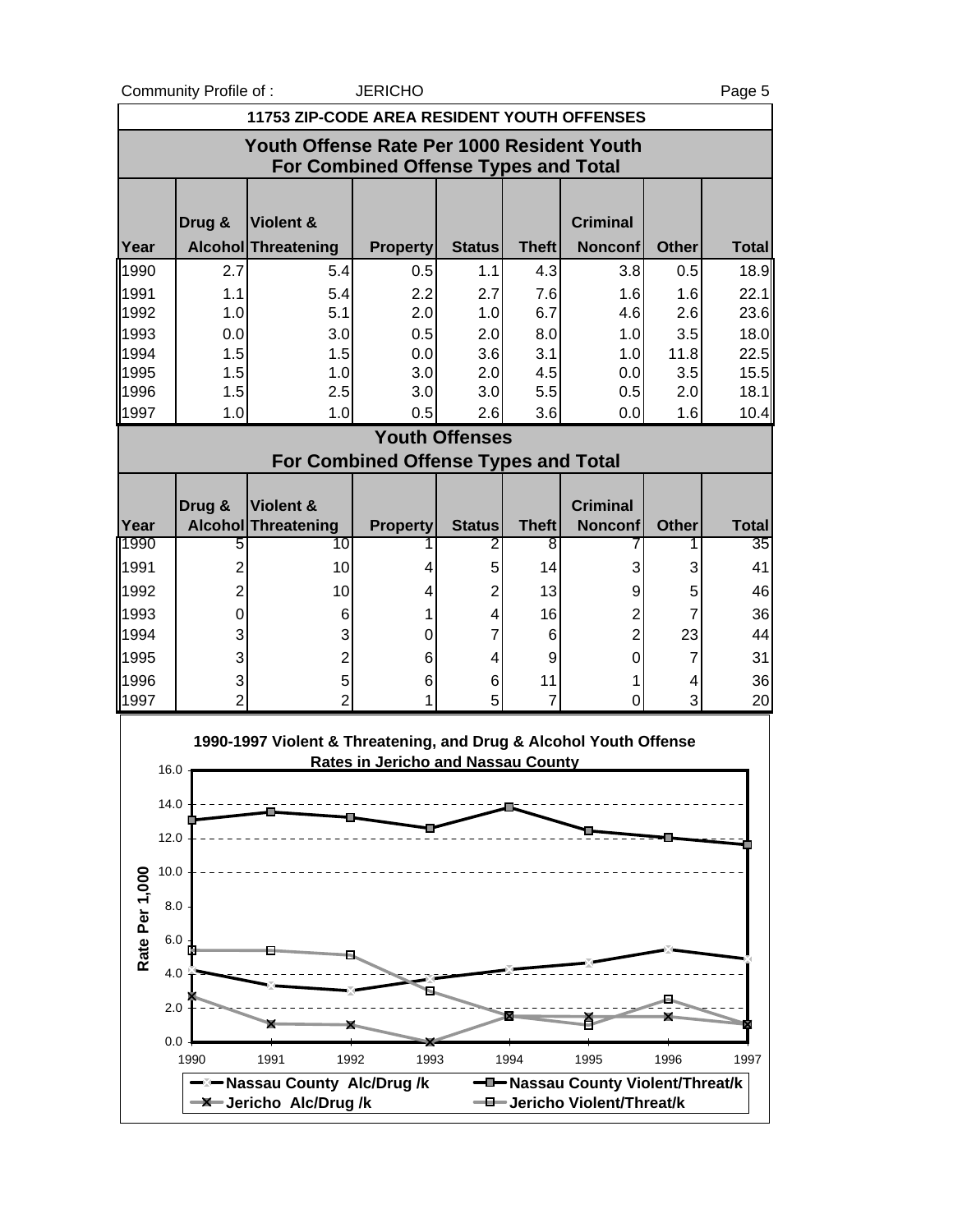## 11753 ZIP-CODE AREA RESIDENT YOUTH OFFENSES

### Youth Offense Rate Per 1000 Resident Youth For Combined Offense Types and Total

| Year | Drug & Alcohol | Violent & Threatening | Property | Status | Theft | Criminal Nonconf | Other | Total |
|---|---|---|---|---|---|---|---|---|
| 1990 | 2.7 | 5.4 | 0.5 | 1.1 | 4.3 | 3.8 | 0.5 | 18.9 |
| 1991 | 1.1 | 5.4 | 2.2 | 2.7 | 7.6 | 1.6 | 1.6 | 22.1 |
| 1992 | 1.0 | 5.1 | 2.0 | 1.0 | 6.7 | 4.6 | 2.6 | 23.6 |
| 1993 | 0.0 | 3.0 | 0.5 | 2.0 | 8.0 | 1.0 | 3.5 | 18.0 |
| 1994 | 1.5 | 1.5 | 0.0 | 3.6 | 3.1 | 1.0 | 11.8 | 22.5 |
| 1995 | 1.5 | 1.0 | 3.0 | 2.0 | 4.5 | 0.0 | 3.5 | 15.5 |
| 1996 | 1.5 | 2.5 | 3.0 | 3.0 | 5.5 | 0.5 | 2.0 | 18.1 |
| 1997 | 1.0 | 1.0 | 0.5 | 2.6 | 3.6 | 0.0 | 1.6 | 10.4 |

### Youth Offenses For Combined Offense Types and Total

| Year | Drug & Alcohol | Violent & Threatening | Property | Status | Theft | Criminal Nonconf | Other | Total |
|---|---|---|---|---|---|---|---|---|
| 1990 | 5 | 10 | 1 | 2 | 8 | 7 | 1 | 35 |
| 1991 | 2 | 10 | 4 | 5 | 14 | 3 | 3 | 41 |
| 1992 | 2 | 10 | 4 | 2 | 13 | 9 | 5 | 46 |
| 1993 | 0 | 6 | 1 | 4 | 16 | 2 | 7 | 36 |
| 1994 | 3 | 3 | 0 | 7 | 6 | 2 | 23 | 44 |
| 1995 | 3 | 2 | 6 | 4 | 9 | 0 | 7 | 31 |
| 1996 | 3 | 5 | 6 | 6 | 11 | 1 | 4 | 36 |
| 1997 | 2 | 2 | 1 | 5 | 7 | 0 | 3 | 20 |

**1990-1997 Violent & Threatening, and Drug & Alcohol Youth Offense Rates in Jericho and Nassau County**

Rate Per 1,000

Legend: Nassau County Alc/Drug /k; Nassau County Violent/Threat/k; Jericho Alc/Drug /k; Jericho Violent/Threat/k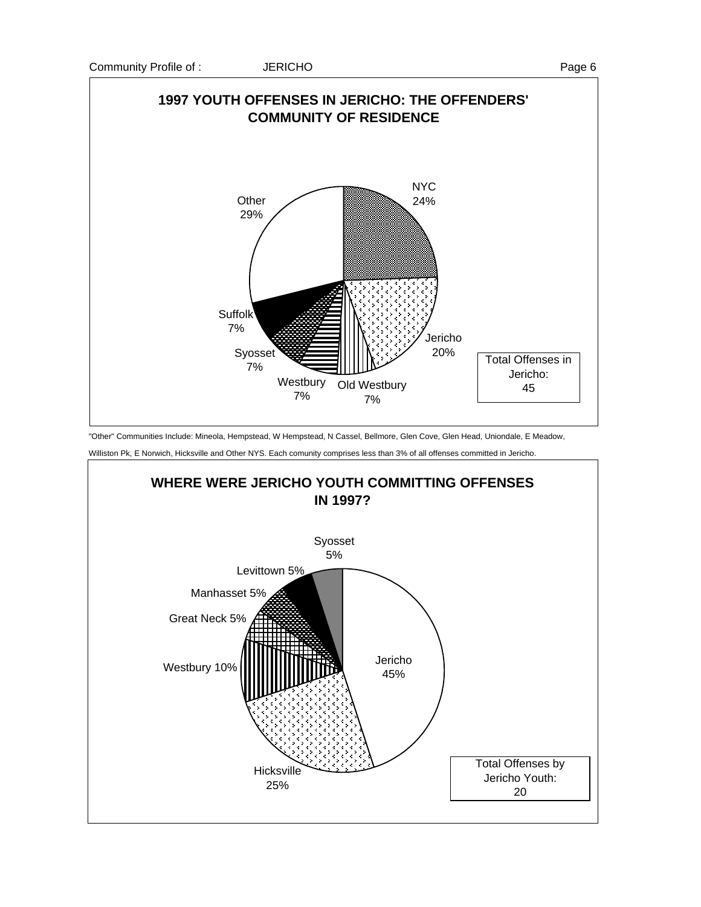## 1997 YOUTH OFFENSES IN JERICHO: THE OFFENDERS' COMMUNITY OF RESIDENCE

| Community | Percent |
| --- | --- |
| NYC | 24% |
| Jericho | 20% |
| Old Westbury | 7% |
| Westbury | 7% |
| Syosset | 7% |
| Suffolk | 7% |
| Other | 29% |

Total Offenses in Jericho: 45

"Other" Communities Include: Mineola, Hempstead, W Hempstead, N Cassel, Bellmore, Glen Cove, Glen Head, Uniondale, E Meadow, Williston Pk, E Norwich, Hicksville and Other NYS. Each comunity comprises less than 3% of all offenses committed in Jericho.

## WHERE WERE JERICHO YOUTH COMMITTING OFFENSES IN 1997?

| Community | Percent |
| --- | --- |
| Jericho | 45% |
| Hicksville | 25% |
| Westbury | 10% |
| Great Neck | 5% |
| Manhasset | 5% |
| Levittown | 5% |
| Syosset | 5% |

Total Offenses by Jericho Youth: 20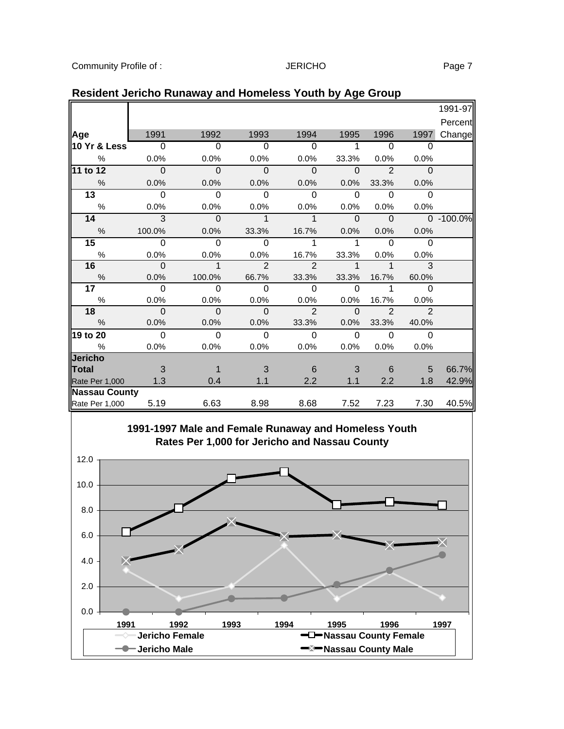## Resident Jericho Runaway and Homeless Youth by Age Group

| Age | 1991 | 1992 | 1993 | 1994 | 1995 | 1996 | 1997 | 1991-97 Percent Change |
|---|---|---|---|---|---|---|---|---|
| **10 Yr & Less** | 0 | 0 | 0 | 0 | 1 | 0 | 0 | |
| % | 0.0% | 0.0% | 0.0% | 0.0% | 33.3% | 0.0% | 0.0% | |
| **11 to 12** | 0 | 0 | 0 | 0 | 0 | 2 | 0 | |
| % | 0.0% | 0.0% | 0.0% | 0.0% | 0.0% | 33.3% | 0.0% | |
| **13** | 0 | 0 | 0 | 0 | 0 | 0 | 0 | |
| % | 0.0% | 0.0% | 0.0% | 0.0% | 0.0% | 0.0% | 0.0% | |
| **14** | 3 | 0 | 1 | 1 | 0 | 0 | 0 | -100.0% |
| % | 100.0% | 0.0% | 33.3% | 16.7% | 0.0% | 0.0% | 0.0% | |
| **15** | 0 | 0 | 0 | 1 | 1 | 0 | 0 | |
| % | 0.0% | 0.0% | 0.0% | 16.7% | 33.3% | 0.0% | 0.0% | |
| **16** | 0 | 1 | 2 | 2 | 1 | 1 | 3 | |
| % | 0.0% | 100.0% | 66.7% | 33.3% | 33.3% | 16.7% | 60.0% | |
| **17** | 0 | 0 | 0 | 0 | 0 | 1 | 0 | |
| % | 0.0% | 0.0% | 0.0% | 0.0% | 0.0% | 16.7% | 0.0% | |
| **18** | 0 | 0 | 0 | 2 | 0 | 2 | 2 | |
| % | 0.0% | 0.0% | 0.0% | 33.3% | 0.0% | 33.3% | 40.0% | |
| **19 to 20** | 0 | 0 | 0 | 0 | 0 | 0 | 0 | |
| % | 0.0% | 0.0% | 0.0% | 0.0% | 0.0% | 0.0% | 0.0% | |
| **Jericho Total** | 3 | 1 | 3 | 6 | 3 | 6 | 5 | 66.7% |
| Rate Per 1,000 | 1.3 | 0.4 | 1.1 | 2.2 | 1.1 | 2.2 | 1.8 | 42.9% |
| **Nassau County** | | | | | | | | |
| Rate Per 1,000 | 5.19 | 6.63 | 8.98 | 8.68 | 7.52 | 7.23 | 7.30 | 40.5% |

**1991-1997 Male and Female Runaway and Homeless Youth Rates Per 1,000 for Jericho and Nassau County**

Legend: Jericho Female, Jericho Male, Nassau County Female, Nassau County Male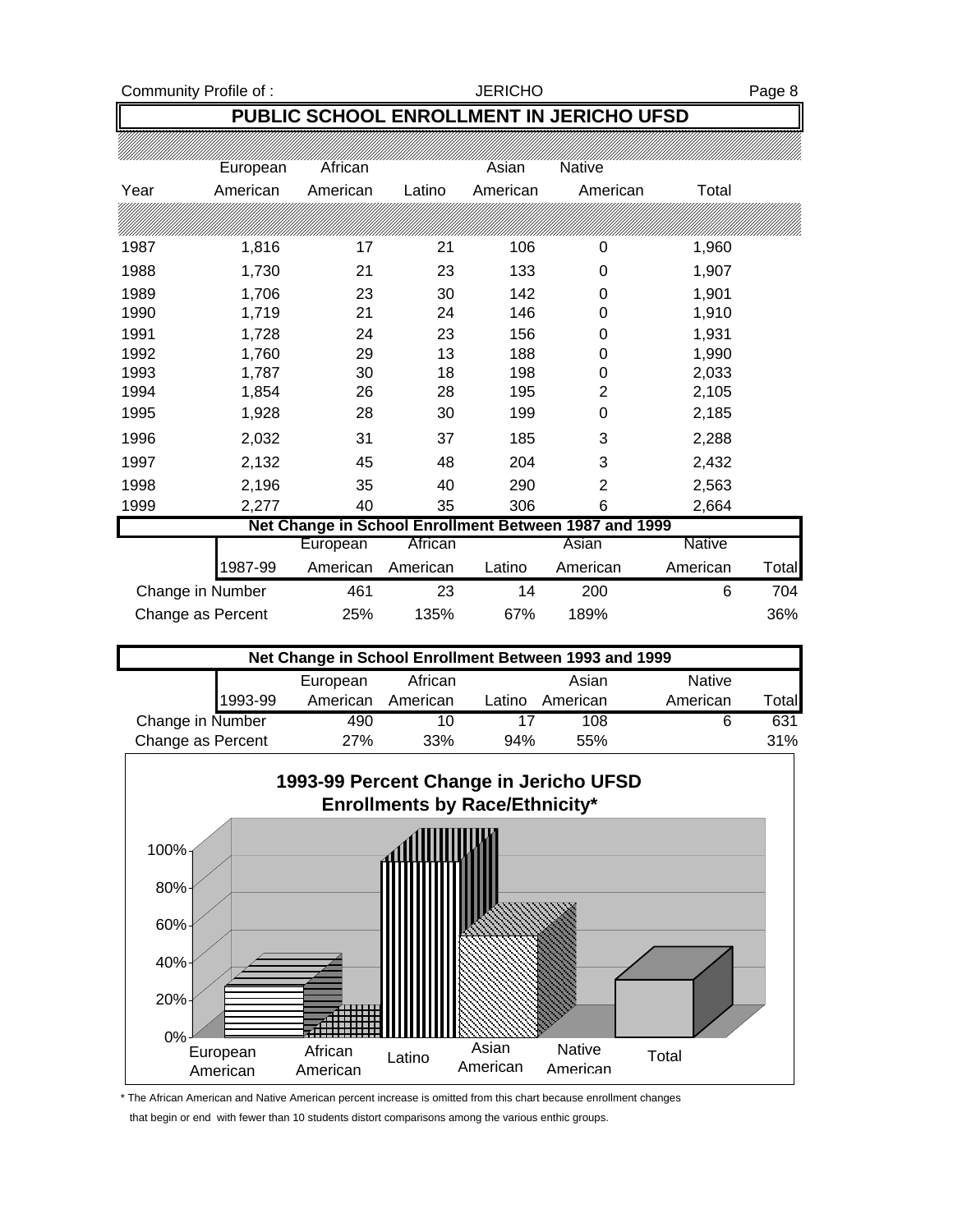## PUBLIC SCHOOL ENROLLMENT IN JERICHO UFSD

| Year | European American | African American | Latino | Asian American | Native American | Total |
|---|---|---|---|---|---|---|
| 1987 | 1,816 | 17 | 21 | 106 | 0 | 1,960 |
| 1988 | 1,730 | 21 | 23 | 133 | 0 | 1,907 |
| 1989 | 1,706 | 23 | 30 | 142 | 0 | 1,901 |
| 1990 | 1,719 | 21 | 24 | 146 | 0 | 1,910 |
| 1991 | 1,728 | 24 | 23 | 156 | 0 | 1,931 |
| 1992 | 1,760 | 29 | 13 | 188 | 0 | 1,990 |
| 1993 | 1,787 | 30 | 18 | 198 | 0 | 2,033 |
| 1994 | 1,854 | 26 | 28 | 195 | 2 | 2,105 |
| 1995 | 1,928 | 28 | 30 | 199 | 0 | 2,185 |
| 1996 | 2,032 | 31 | 37 | 185 | 3 | 2,288 |
| 1997 | 2,132 | 45 | 48 | 204 | 3 | 2,432 |
| 1998 | 2,196 | 35 | 40 | 290 | 2 | 2,563 |
| 1999 | 2,277 | 40 | 35 | 306 | 6 | 2,664 |

### Net Change in School Enrollment Between 1987 and 1999

| 1987-99 | European American | African American | Latino | Asian American | Native American | Total |
|---|---|---|---|---|---|---|
| Change in Number | 461 | 23 | 14 | 200 | 6 | 704 |
| Change as Percent | 25% | 135% | 67% | 189% | | 36% |

### Net Change in School Enrollment Between 1993 and 1999

| 1993-99 | European American | African American | Latino | Asian American | Native American | Total |
|---|---|---|---|---|---|---|
| Change in Number | 490 | 10 | 17 | 108 | 6 | 631 |
| Change as Percent | 27% | 33% | 94% | 55% | | 31% |

### 1993-99 Percent Change in Jericho UFSD Enrollments by Race/Ethnicity*

\* The African American and Native American percent increase is omitted from this chart because enrollment changes that begin or end with fewer than 10 students distort comparisons among the various enthic groups.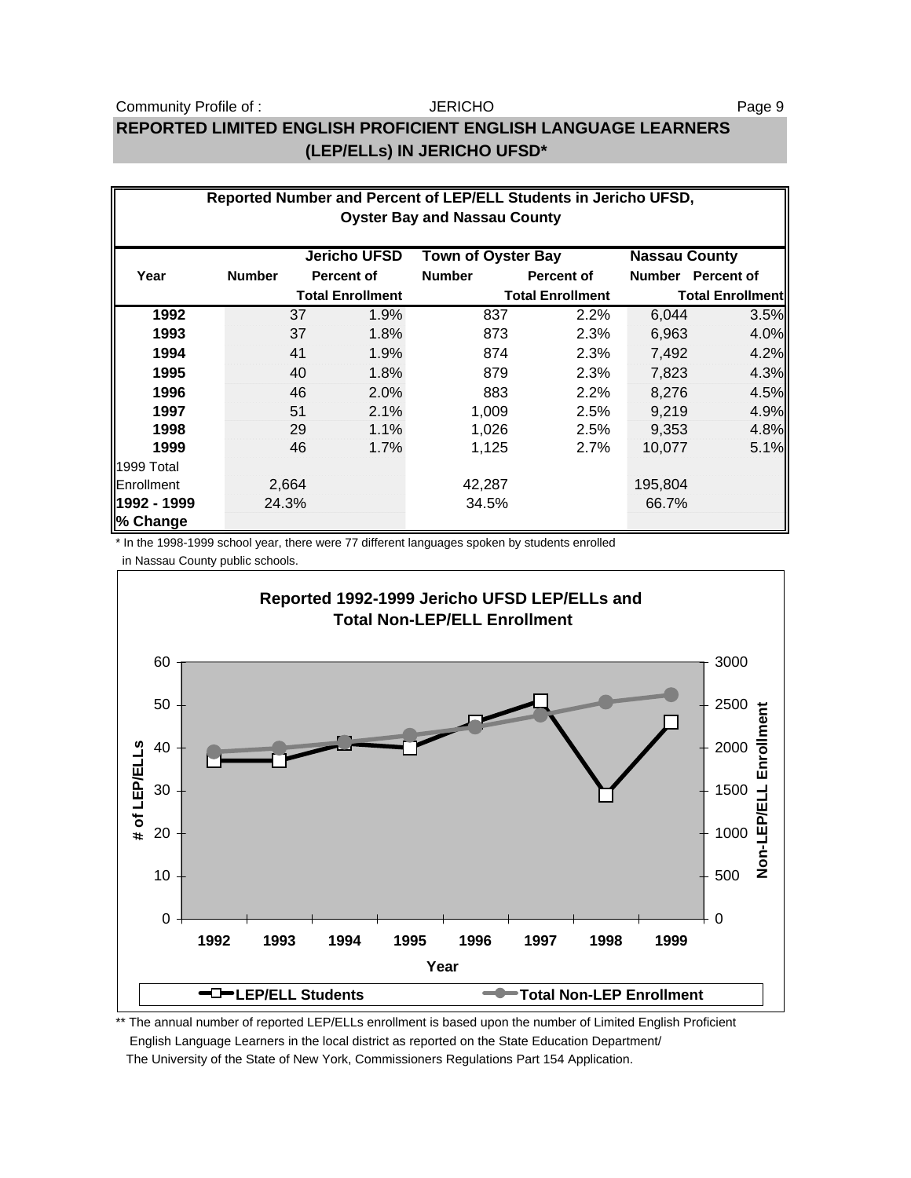## REPORTED LIMITED ENGLISH PROFICIENT ENGLISH LANGUAGE LEARNERS (LEP/ELLs) IN JERICHO UFSD*

**Reported Number and Percent of LEP/ELL Students in Jericho UFSD, Oyster Bay and Nassau County**

| Year | Jericho UFSD | | Town of Oyster Bay | | Nassau County | |
|---|---|---|---|---|---|---|
| | Number | Percent of Total Enrollment | Number | Percent of Total Enrollment | Number | Percent of Total Enrollment |
| **1992** | 37 | 1.9% | 837 | 2.2% | 6,044 | 3.5% |
| **1993** | 37 | 1.8% | 873 | 2.3% | 6,963 | 4.0% |
| **1994** | 41 | 1.9% | 874 | 2.3% | 7,492 | 4.2% |
| **1995** | 40 | 1.8% | 879 | 2.3% | 7,823 | 4.3% |
| **1996** | 46 | 2.0% | 883 | 2.2% | 8,276 | 4.5% |
| **1997** | 51 | 2.1% | 1,009 | 2.5% | 9,219 | 4.9% |
| **1998** | 29 | 1.1% | 1,026 | 2.5% | 9,353 | 4.8% |
| **1999** | 46 | 1.7% | 1,125 | 2.7% | 10,077 | 5.1% |
| 1999 Total Enrollment | 2,664 | | 42,287 | | 195,804 | |
| **1992 - 1999 % Change** | 24.3% | | 34.5% | | 66.7% | |

\* In the 1998-1999 school year, there were 77 different languages spoken by students enrolled in Nassau County public schools.

**Reported 1992-1999 Jericho UFSD LEP/ELLs and Total Non-LEP/ELL Enrollment**

| Year | LEP/ELL Students | Total Non-LEP Enrollment (approx.) |
|---|---|---|
| 1992 | 37 | ~1950 |
| 1993 | 37 | ~2000 |
| 1994 | 41 | ~2050 |
| 1995 | 40 | ~2150 |
| 1996 | 46 | ~2250 |
| 1997 | 51 | ~2400 |
| 1998 | 29 | ~2550 |
| 1999 | 46 | ~2620 |

\*\* The annual number of reported LEP/ELLs enrollment is based upon the number of Limited English Proficient English Language Learners in the local district as reported on the State Education Department/ The University of the State of New York, Commissioners Regulations Part 154 Application.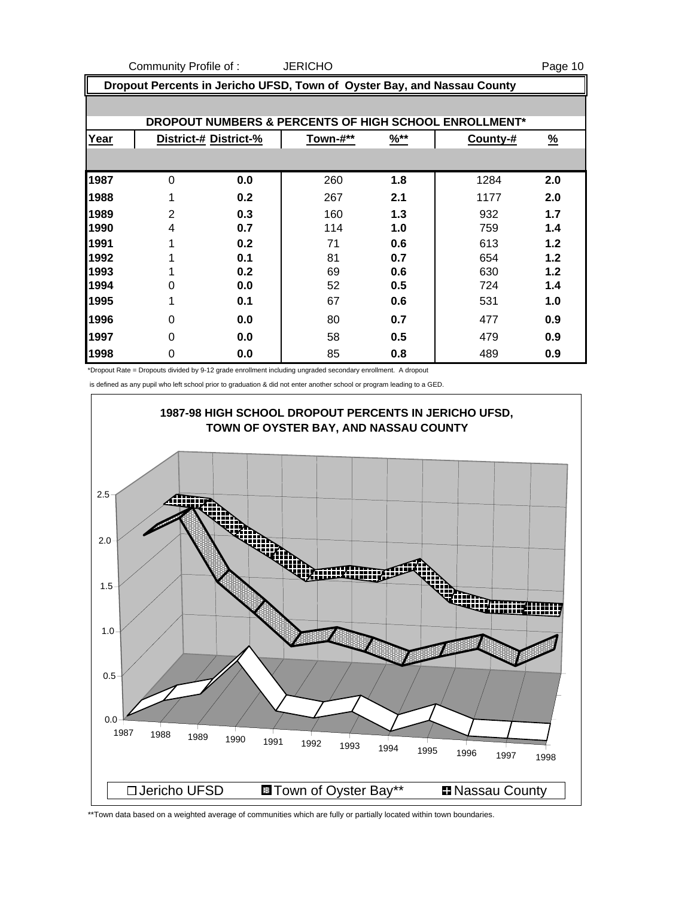## Dropout Percents in Jericho UFSD, Town of Oyster Bay, and Nassau County

### DROPOUT NUMBERS & PERCENTS OF HIGH SCHOOL ENROLLMENT*

| Year | District-# | District-% | Town-#** | %** | County-# | % |
|---|---|---|---|---|---|---|
| 1987 | 0 | 0.0 | 260 | 1.8 | 1284 | 2.0 |
| 1988 | 1 | 0.2 | 267 | 2.1 | 1177 | 2.0 |
| 1989 | 2 | 0.3 | 160 | 1.3 | 932 | 1.7 |
| 1990 | 4 | 0.7 | 114 | 1.0 | 759 | 1.4 |
| 1991 | 1 | 0.2 | 71 | 0.6 | 613 | 1.2 |
| 1992 | 1 | 0.1 | 81 | 0.7 | 654 | 1.2 |
| 1993 | 1 | 0.2 | 69 | 0.6 | 630 | 1.2 |
| 1994 | 0 | 0.0 | 52 | 0.5 | 724 | 1.4 |
| 1995 | 1 | 0.1 | 67 | 0.6 | 531 | 1.0 |
| 1996 | 0 | 0.0 | 80 | 0.7 | 477 | 0.9 |
| 1997 | 0 | 0.0 | 58 | 0.5 | 479 | 0.9 |
| 1998 | 0 | 0.0 | 85 | 0.8 | 489 | 0.9 |

*Dropout Rate = Dropouts divided by 9-12 grade enrollment including ungraded secondary enrollment. A dropout is defined as any pupil who left school prior to graduation & did not enter another school or program leading to a GED.

**1987-98 HIGH SCHOOL DROPOUT PERCENTS IN JERICHO UFSD, TOWN OF OYSTER BAY, AND NASSAU COUNTY**

Jericho UFSD | Town of Oyster Bay** | Nassau County

**Town data based on a weighted average of communities which are fully or partially located within town boundaries.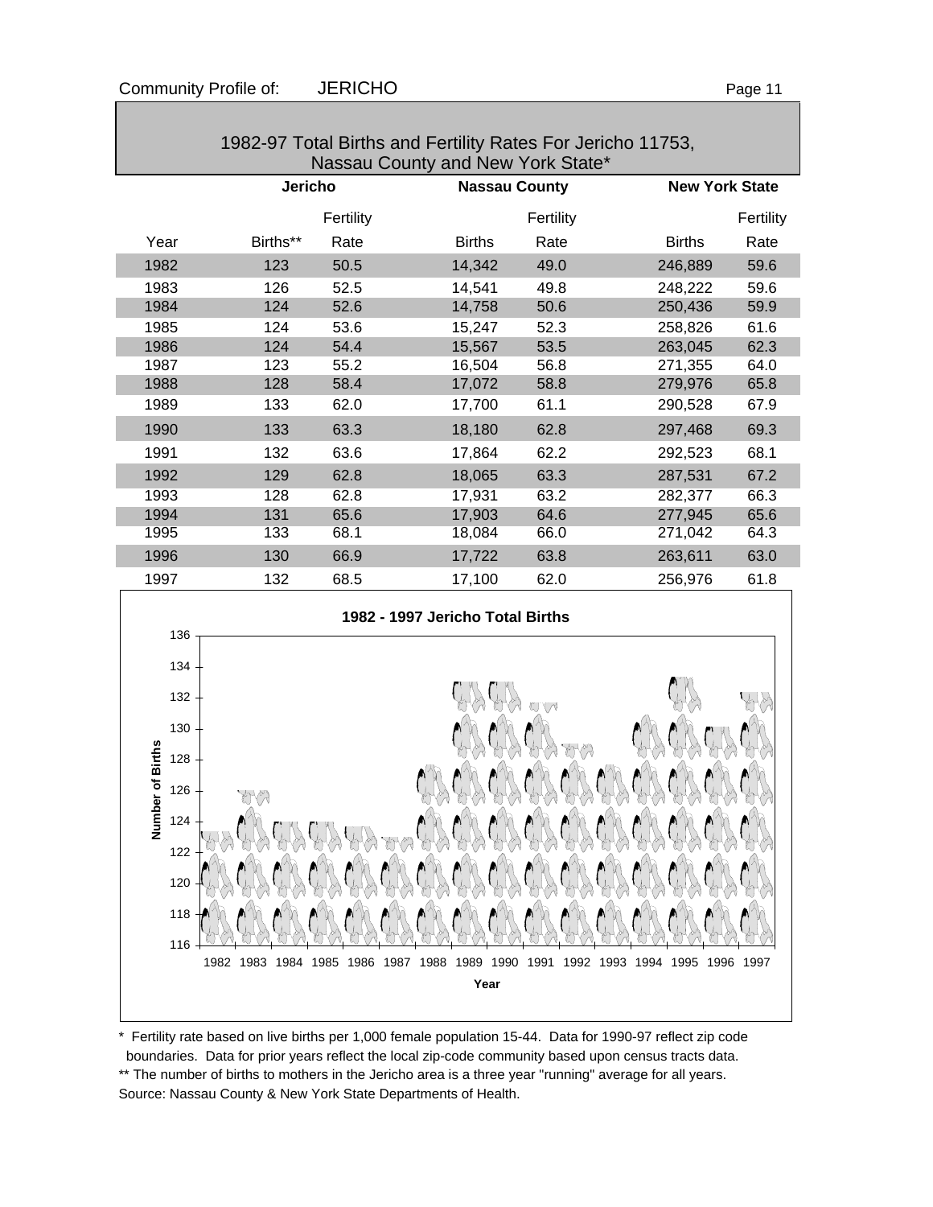## 1982-97 Total Births and Fertility Rates For Jericho 11753, Nassau County and New York State*

| | Jericho | | Nassau County | | New York State | |
|---|---|---|---|---|---|---|
| Year | Births** | Fertility Rate | Births | Fertility Rate | Births | Fertility Rate |
| 1982 | 123 | 50.5 | 14,342 | 49.0 | 246,889 | 59.6 |
| 1983 | 126 | 52.5 | 14,541 | 49.8 | 248,222 | 59.6 |
| 1984 | 124 | 52.6 | 14,758 | 50.6 | 250,436 | 59.9 |
| 1985 | 124 | 53.6 | 15,247 | 52.3 | 258,826 | 61.6 |
| 1986 | 124 | 54.4 | 15,567 | 53.5 | 263,045 | 62.3 |
| 1987 | 123 | 55.2 | 16,504 | 56.8 | 271,355 | 64.0 |
| 1988 | 128 | 58.4 | 17,072 | 58.8 | 279,976 | 65.8 |
| 1989 | 133 | 62.0 | 17,700 | 61.1 | 290,528 | 67.9 |
| 1990 | 133 | 63.3 | 18,180 | 62.8 | 297,468 | 69.3 |
| 1991 | 132 | 63.6 | 17,864 | 62.2 | 292,523 | 68.1 |
| 1992 | 129 | 62.8 | 18,065 | 63.3 | 287,531 | 67.2 |
| 1993 | 128 | 62.8 | 17,931 | 63.2 | 282,377 | 66.3 |
| 1994 | 131 | 65.6 | 17,903 | 64.6 | 277,945 | 65.6 |
| 1995 | 133 | 68.1 | 18,084 | 66.0 | 271,042 | 64.3 |
| 1996 | 130 | 66.9 | 17,722 | 63.8 | 263,611 | 63.0 |
| 1997 | 132 | 68.5 | 17,100 | 62.0 | 256,976 | 61.8 |

**1982 - 1997 Jericho Total Births**

| Year | Number of Births |
|---|---|
| 1982 | 123 |
| 1983 | 126 |
| 1984 | 124 |
| 1985 | 124 |
| 1986 | 124 |
| 1987 | 123 |
| 1988 | 128 |
| 1989 | 133 |
| 1990 | 133 |
| 1991 | 132 |
| 1992 | 129 |
| 1993 | 128 |
| 1994 | 131 |
| 1995 | 133 |
| 1996 | 130 |
| 1997 | 132 |

\* Fertility rate based on live births per 1,000 female population 15-44. Data for 1990-97 reflect zip code boundaries. Data for prior years reflect the local zip-code community based upon census tracts data.

** The number of births to mothers in the Jericho area is a three year "running" average for all years.

Source: Nassau County & New York State Departments of Health.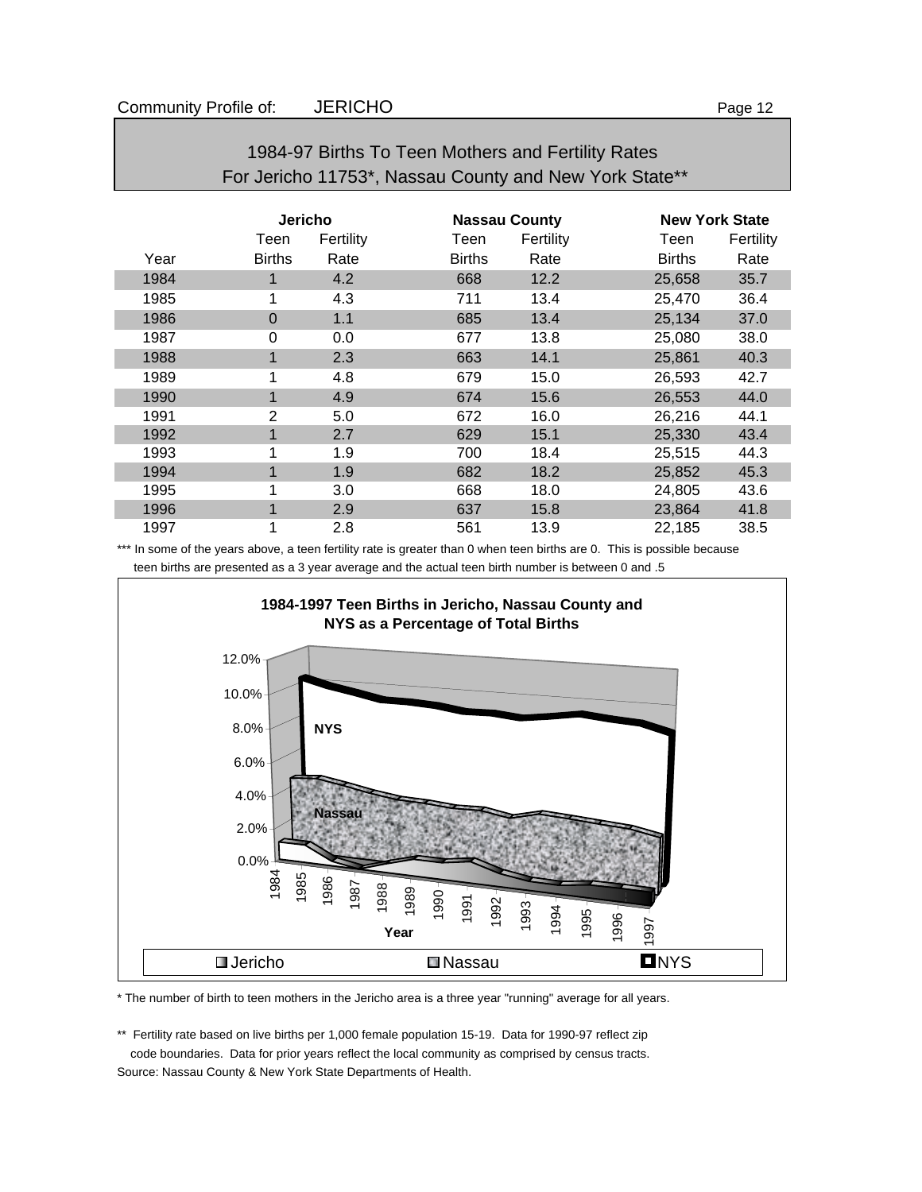Community Profile of: JERICHO

## 1984-97 Births To Teen Mothers and Fertility Rates
## For Jericho 11753*, Nassau County and New York State**

| | Jericho | | Nassau County | | New York State | |
|---|---|---|---|---|---|---|
| Year | Teen Births | Fertility Rate | Teen Births | Fertility Rate | Teen Births | Fertility Rate |
| 1984 | 1 | 4.2 | 668 | 12.2 | 25,658 | 35.7 |
| 1985 | 1 | 4.3 | 711 | 13.4 | 25,470 | 36.4 |
| 1986 | 0 | 1.1 | 685 | 13.4 | 25,134 | 37.0 |
| 1987 | 0 | 0.0 | 677 | 13.8 | 25,080 | 38.0 |
| 1988 | 1 | 2.3 | 663 | 14.1 | 25,861 | 40.3 |
| 1989 | 1 | 4.8 | 679 | 15.0 | 26,593 | 42.7 |
| 1990 | 1 | 4.9 | 674 | 15.6 | 26,553 | 44.0 |
| 1991 | 2 | 5.0 | 672 | 16.0 | 26,216 | 44.1 |
| 1992 | 1 | 2.7 | 629 | 15.1 | 25,330 | 43.4 |
| 1993 | 1 | 1.9 | 700 | 18.4 | 25,515 | 44.3 |
| 1994 | 1 | 1.9 | 682 | 18.2 | 25,852 | 45.3 |
| 1995 | 1 | 3.0 | 668 | 18.0 | 24,805 | 43.6 |
| 1996 | 1 | 2.9 | 637 | 15.8 | 23,864 | 41.8 |
| 1997 | 1 | 2.8 | 561 | 13.9 | 22,185 | 38.5 |

*** In some of the years above, a teen fertility rate is greater than 0 when teen births are 0. This is possible because teen births are presented as a 3 year average and the actual teen birth number is between 0 and .5

**1984-1997 Teen Births in Jericho, Nassau County and NYS as a Percentage of Total Births**

* The number of birth to teen mothers in the Jericho area is a three year "running" average for all years.

** Fertility rate based on live births per 1,000 female population 15-19. Data for 1990-97 reflect zip code boundaries. Data for prior years reflect the local community as comprised by census tracts.

Source: Nassau County & New York State Departments of Health.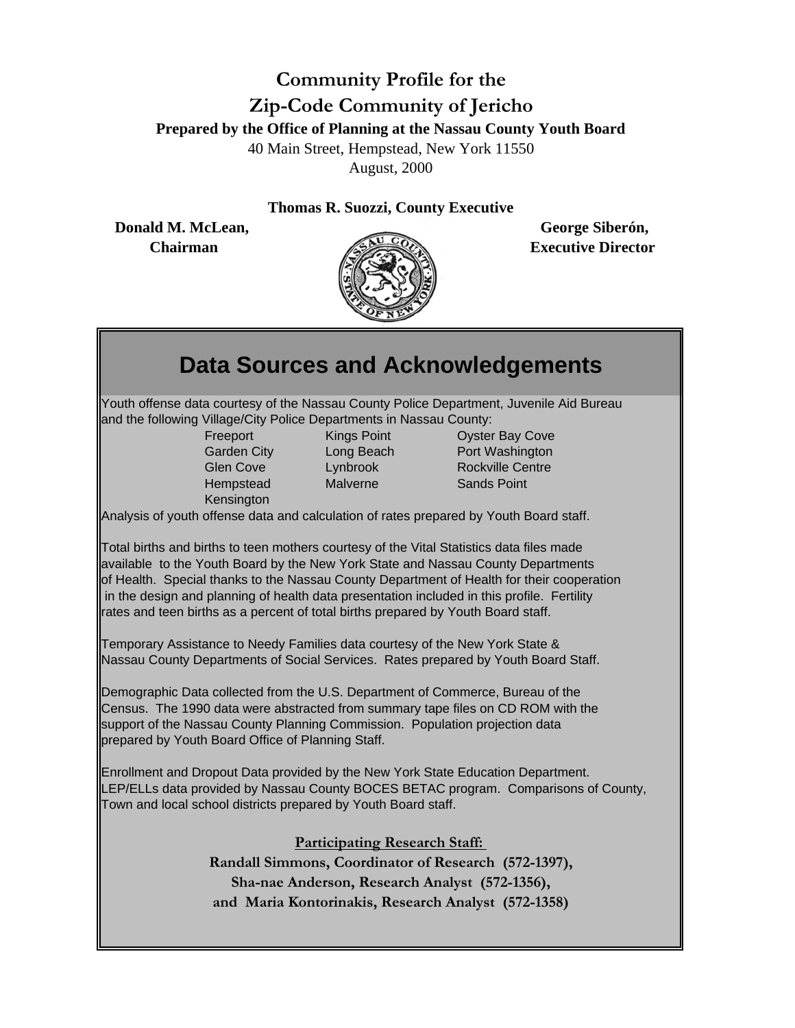# Community Profile for the
# Zip-Code Community of Jericho

**Prepared by the Office of Planning at the Nassau County Youth Board**

40 Main Street, Hempstead, New York 11550

August, 2000

**Thomas R. Suozzi, County Executive**

**Donald M. McLean, Chairman**

**George Siberón, Executive Director**

## Data Sources and Acknowledgements

Youth offense data courtesy of the Nassau County Police Department, Juvenile Aid Bureau and the following Village/City Police Departments in Nassau County:

| | | |
|---|---|---|
| Freeport | Kings Point | Oyster Bay Cove |
| Garden City | Long Beach | Port Washington |
| Glen Cove | Lynbrook | Rockville Centre |
| Hempstead | Malverne | Sands Point |
| Kensington | | |

Analysis of youth offense data and calculation of rates prepared by Youth Board staff.

Total births and births to teen mothers courtesy of the Vital Statistics data files made available to the Youth Board by the New York State and Nassau County Departments of Health. Special thanks to the Nassau County Department of Health for their cooperation in the design and planning of health data presentation included in this profile. Fertility rates and teen births as a percent of total births prepared by Youth Board staff.

Temporary Assistance to Needy Families data courtesy of the New York State & Nassau County Departments of Social Services. Rates prepared by Youth Board Staff.

Demographic Data collected from the U.S. Department of Commerce, Bureau of the Census. The 1990 data were abstracted from summary tape files on CD ROM with the support of the Nassau County Planning Commission. Population projection data prepared by Youth Board Office of Planning Staff.

Enrollment and Dropout Data provided by the New York State Education Department. LEP/ELLs data provided by Nassau County BOCES BETAC program. Comparisons of County, Town and local school districts prepared by Youth Board staff.

**Participating Research Staff:**

**Randall Simmons, Coordinator of Research (572-1397),**

**Sha-nae Anderson, Research Analyst (572-1356),**

**and Maria Kontorinakis, Research Analyst (572-1358)**